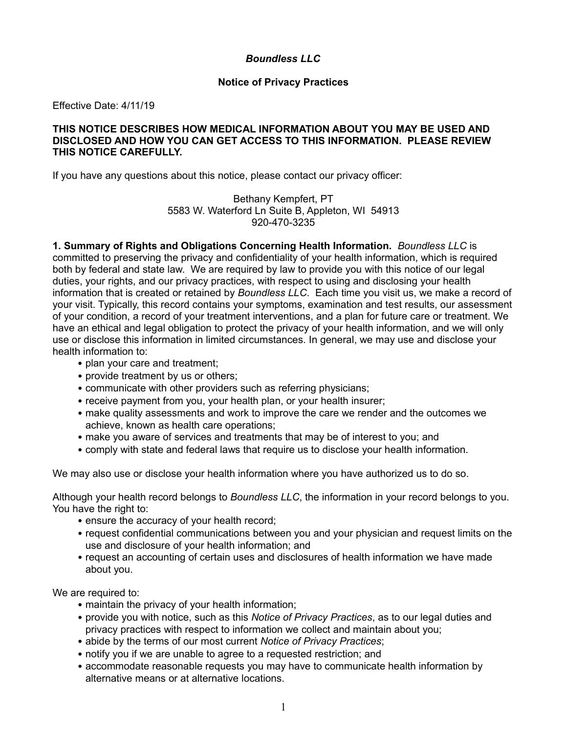# *Boundless LLC*

## Notice of Privacy Practices

Effective Date: 4/11/19

**THIS NOTICE DESCRIBES HOW MEDICAL INFORMATION ABOUT YOU MAY BE USED AND DISCLOSED AND HOW YOU CAN GET ACCESS TO THIS INFORMATION. PLEASE REVIEW THIS NOTICE CAREFULLY.**

If you have any questions about this notice, please contact our privacy officer:

Bethany Kempfert, PT
5583 W. Waterford Ln Suite B, Appleton, WI 54913
920-470-3235

**1. Summary of Rights and Obligations Concerning Health Information.** *Boundless LLC* is committed to preserving the privacy and confidentiality of your health information, which is required both by federal and state law. We are required by law to provide you with this notice of our legal duties, your rights, and our privacy practices, with respect to using and disclosing your health information that is created or retained by *Boundless LLC*. Each time you visit us, we make a record of your visit. Typically, this record contains your symptoms, examination and test results, our assessment of your condition, a record of your treatment interventions, and a plan for future care or treatment. We have an ethical and legal obligation to protect the privacy of your health information, and we will only use or disclose this information in limited circumstances. In general, we may use and disclose your health information to:

- plan your care and treatment;
- provide treatment by us or others;
- communicate with other providers such as referring physicians;
- receive payment from you, your health plan, or your health insurer;
- make quality assessments and work to improve the care we render and the outcomes we achieve, known as health care operations;
- make you aware of services and treatments that may be of interest to you; and
- comply with state and federal laws that require us to disclose your health information.

We may also use or disclose your health information where you have authorized us to do so.

Although your health record belongs to *Boundless LLC*, the information in your record belongs to you. You have the right to:

- ensure the accuracy of your health record;
- request confidential communications between you and your physician and request limits on the use and disclosure of your health information; and
- request an accounting of certain uses and disclosures of health information we have made about you.

We are required to:

- maintain the privacy of your health information;
- provide you with notice, such as this *Notice of Privacy Practices*, as to our legal duties and privacy practices with respect to information we collect and maintain about you;
- abide by the terms of our most current *Notice of Privacy Practices*;
- notify you if we are unable to agree to a requested restriction; and
- accommodate reasonable requests you may have to communicate health information by alternative means or at alternative locations.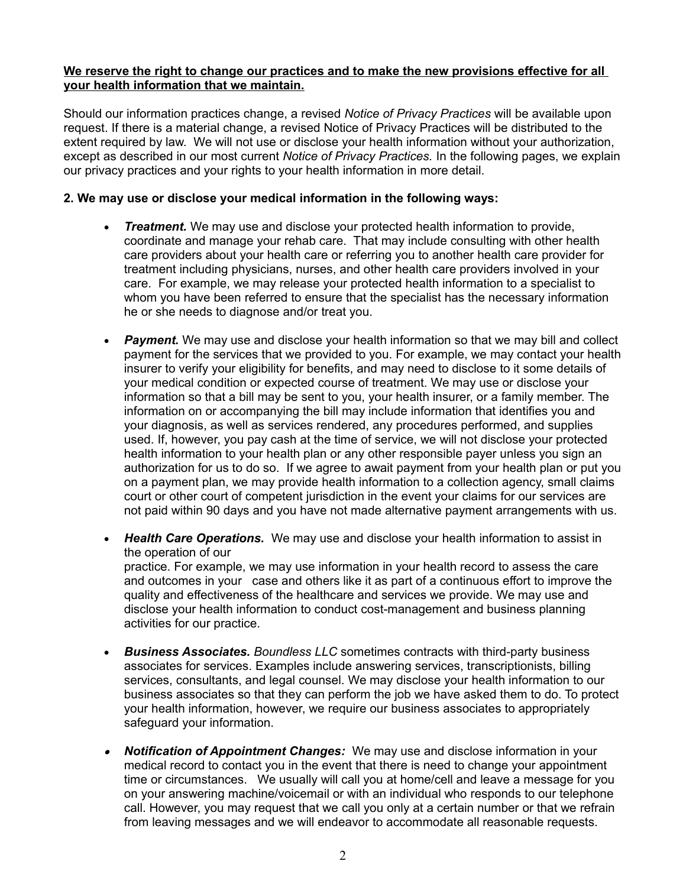**We reserve the right to change our practices and to make the new provisions effective for all your health information that we maintain.**

Should our information practices change, a revised *Notice of Privacy Practices* will be available upon request. If there is a material change, a revised Notice of Privacy Practices will be distributed to the extent required by law. We will not use or disclose your health information without your authorization, except as described in our most current *Notice of Privacy Practices.* In the following pages, we explain our privacy practices and your rights to your health information in more detail.

**2. We may use or disclose your medical information in the following ways:**

- ***Treatment.*** We may use and disclose your protected health information to provide, coordinate and manage your rehab care. That may include consulting with other health care providers about your health care or referring you to another health care provider for treatment including physicians, nurses, and other health care providers involved in your care. For example, we may release your protected health information to a specialist to whom you have been referred to ensure that the specialist has the necessary information he or she needs to diagnose and/or treat you.

- ***Payment.*** We may use and disclose your health information so that we may bill and collect payment for the services that we provided to you. For example, we may contact your health insurer to verify your eligibility for benefits, and may need to disclose to it some details of your medical condition or expected course of treatment. We may use or disclose your information so that a bill may be sent to you, your health insurer, or a family member. The information on or accompanying the bill may include information that identifies you and your diagnosis, as well as services rendered, any procedures performed, and supplies used. If, however, you pay cash at the time of service, we will not disclose your protected health information to your health plan or any other responsible payer unless you sign an authorization for us to do so. If we agree to await payment from your health plan or put you on a payment plan, we may provide health information to a collection agency, small claims court or other court of competent jurisdiction in the event your claims for our services are not paid within 90 days and you have not made alternative payment arrangements with us.

- ***Health Care Operations.*** We may use and disclose your health information to assist in the operation of our practice. For example, we may use information in your health record to assess the care and outcomes in your case and others like it as part of a continuous effort to improve the quality and effectiveness of the healthcare and services we provide. We may use and disclose your health information to conduct cost-management and business planning activities for our practice.

- ***Business Associates.*** *Boundless LLC* sometimes contracts with third-party business associates for services. Examples include answering services, transcriptionists, billing services, consultants, and legal counsel. We may disclose your health information to our business associates so that they can perform the job we have asked them to do. To protect your health information, however, we require our business associates to appropriately safeguard your information.

- ***Notification of Appointment Changes:*** We may use and disclose information in your medical record to contact you in the event that there is need to change your appointment time or circumstances. We usually will call you at home/cell and leave a message for you on your answering machine/voicemail or with an individual who responds to our telephone call. However, you may request that we call you only at a certain number or that we refrain from leaving messages and we will endeavor to accommodate all reasonable requests.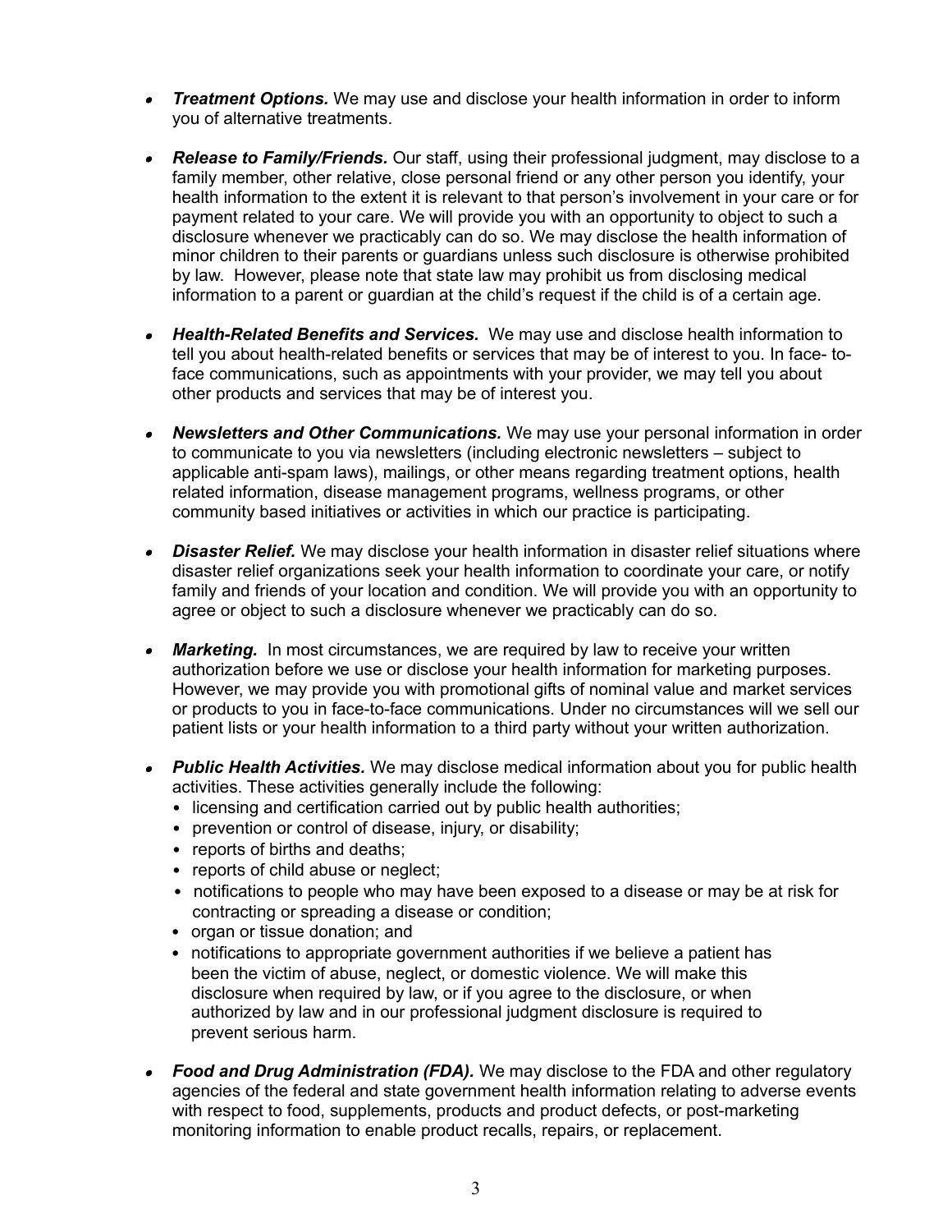- ***Treatment Options.*** We may use and disclose your health information in order to inform you of alternative treatments.

- ***Release to Family/Friends.*** Our staff, using their professional judgment, may disclose to a family member, other relative, close personal friend or any other person you identify, your health information to the extent it is relevant to that person's involvement in your care or for payment related to your care. We will provide you with an opportunity to object to such a disclosure whenever we practicably can do so. We may disclose the health information of minor children to their parents or guardians unless such disclosure is otherwise prohibited by law. However, please note that state law may prohibit us from disclosing medical information to a parent or guardian at the child's request if the child is of a certain age.

- ***Health-Related Benefits and Services.*** We may use and disclose health information to tell you about health-related benefits or services that may be of interest to you. In face- to-face communications, such as appointments with your provider, we may tell you about other products and services that may be of interest you.

- ***Newsletters and Other Communications.*** We may use your personal information in order to communicate to you via newsletters (including electronic newsletters – subject to applicable anti-spam laws), mailings, or other means regarding treatment options, health related information, disease management programs, wellness programs, or other community based initiatives or activities in which our practice is participating.

- ***Disaster Relief.*** We may disclose your health information in disaster relief situations where disaster relief organizations seek your health information to coordinate your care, or notify family and friends of your location and condition. We will provide you with an opportunity to agree or object to such a disclosure whenever we practicably can do so.

- ***Marketing.*** In most circumstances, we are required by law to receive your written authorization before we use or disclose your health information for marketing purposes. However, we may provide you with promotional gifts of nominal value and market services or products to you in face-to-face communications. Under no circumstances will we sell our patient lists or your health information to a third party without your written authorization.

- ***Public Health Activities.*** We may disclose medical information about you for public health activities. These activities generally include the following:
  - licensing and certification carried out by public health authorities;
  - prevention or control of disease, injury, or disability;
  - reports of births and deaths;
  - reports of child abuse or neglect;
  - notifications to people who may have been exposed to a disease or may be at risk for contracting or spreading a disease or condition;
  - organ or tissue donation; and
  - notifications to appropriate government authorities if we believe a patient has been the victim of abuse, neglect, or domestic violence. We will make this disclosure when required by law, or if you agree to the disclosure, or when authorized by law and in our professional judgment disclosure is required to prevent serious harm.

- ***Food and Drug Administration (FDA).*** We may disclose to the FDA and other regulatory agencies of the federal and state government health information relating to adverse events with respect to food, supplements, products and product defects, or post-marketing monitoring information to enable product recalls, repairs, or replacement.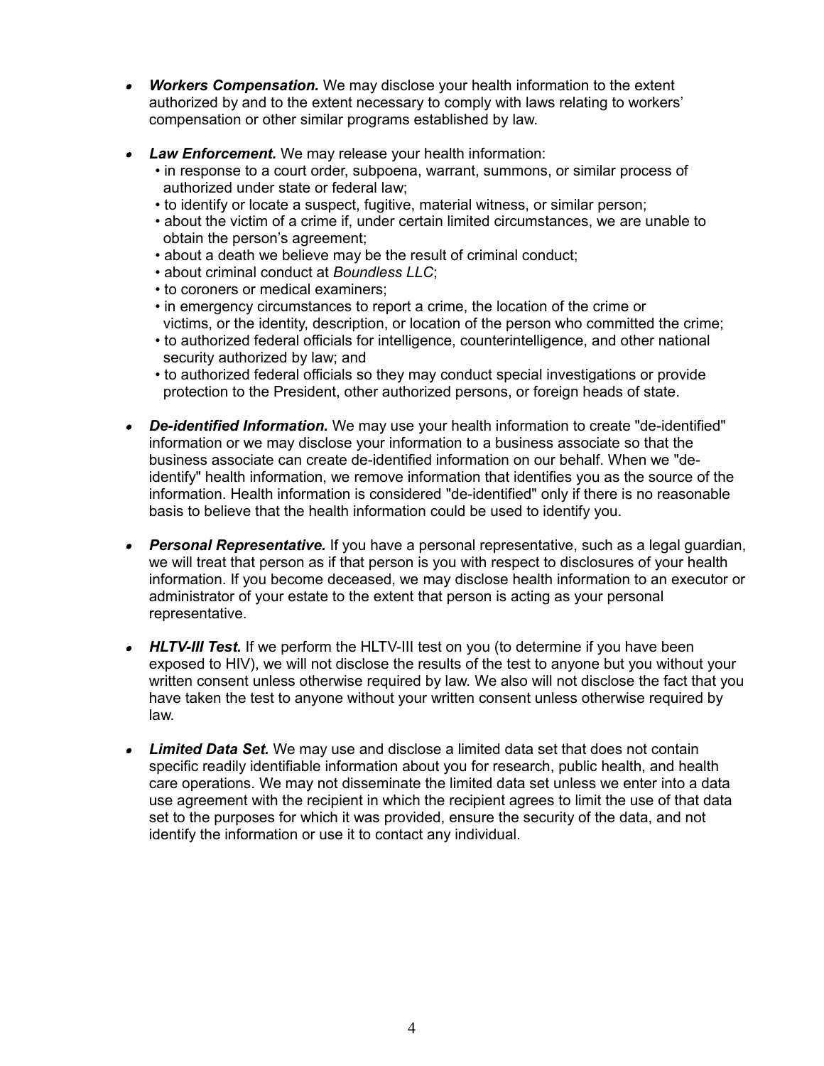- ***Workers Compensation.*** We may disclose your health information to the extent authorized by and to the extent necessary to comply with laws relating to workers' compensation or other similar programs established by law.

- ***Law Enforcement.*** We may release your health information:
  - in response to a court order, subpoena, warrant, summons, or similar process of authorized under state or federal law;
  - to identify or locate a suspect, fugitive, material witness, or similar person;
  - about the victim of a crime if, under certain limited circumstances, we are unable to obtain the person's agreement;
  - about a death we believe may be the result of criminal conduct;
  - about criminal conduct at *Boundless LLC*;
  - to coroners or medical examiners;
  - in emergency circumstances to report a crime, the location of the crime or victims, or the identity, description, or location of the person who committed the crime;
  - to authorized federal officials for intelligence, counterintelligence, and other national security authorized by law; and
  - to authorized federal officials so they may conduct special investigations or provide protection to the President, other authorized persons, or foreign heads of state.

- ***De-identified Information.*** We may use your health information to create "de-identified" information or we may disclose your information to a business associate so that the business associate can create de-identified information on our behalf. When we "de-identify" health information, we remove information that identifies you as the source of the information. Health information is considered "de-identified" only if there is no reasonable basis to believe that the health information could be used to identify you.

- ***Personal Representative.*** If you have a personal representative, such as a legal guardian, we will treat that person as if that person is you with respect to disclosures of your health information. If you become deceased, we may disclose health information to an executor or administrator of your estate to the extent that person is acting as your personal representative.

- ***HLTV-III Test.*** If we perform the HLTV-III test on you (to determine if you have been exposed to HIV), we will not disclose the results of the test to anyone but you without your written consent unless otherwise required by law. We also will not disclose the fact that you have taken the test to anyone without your written consent unless otherwise required by law.

- ***Limited Data Set.*** We may use and disclose a limited data set that does not contain specific readily identifiable information about you for research, public health, and health care operations. We may not disseminate the limited data set unless we enter into a data use agreement with the recipient in which the recipient agrees to limit the use of that data set to the purposes for which it was provided, ensure the security of the data, and not identify the information or use it to contact any individual.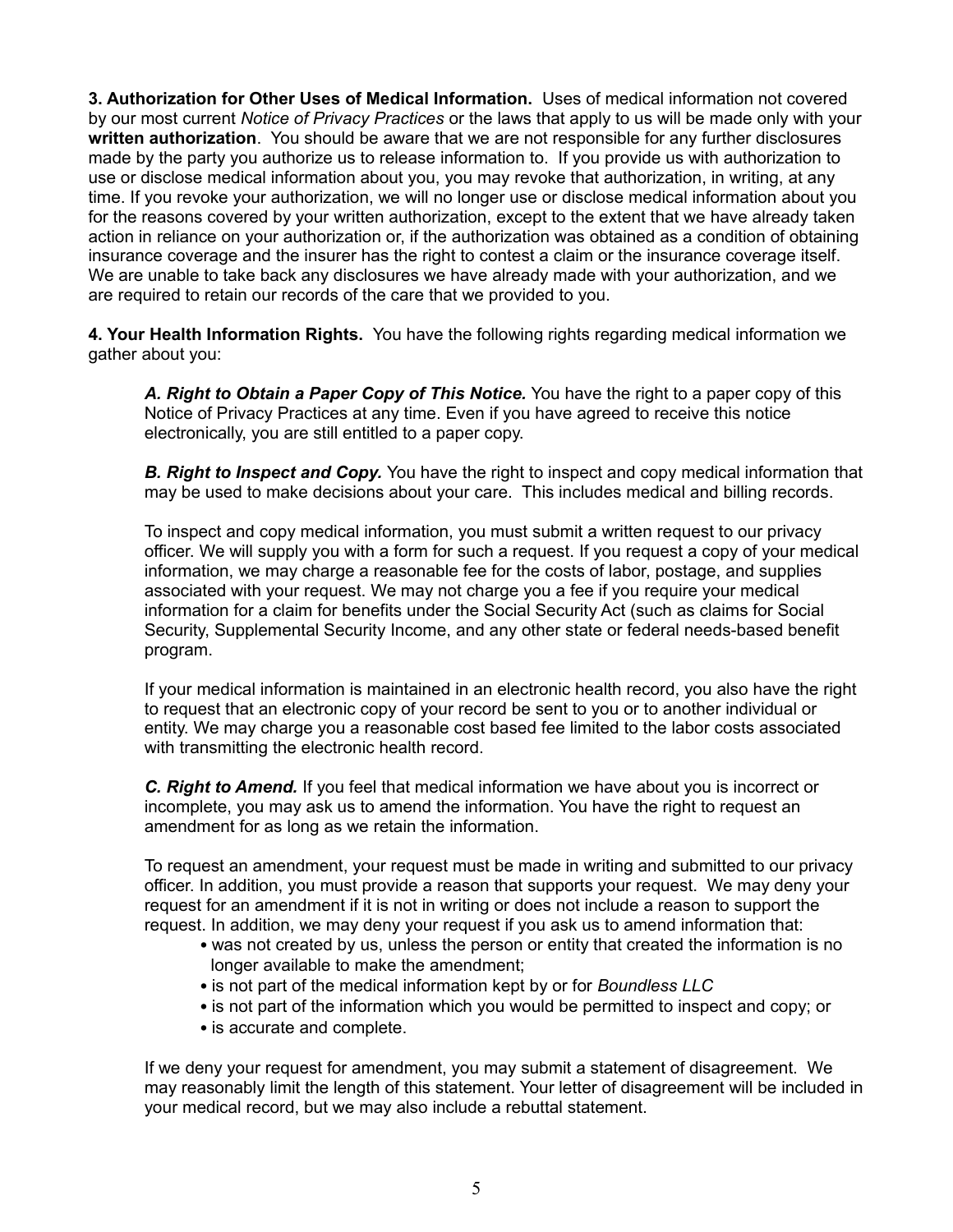**3. Authorization for Other Uses of Medical Information.** Uses of medical information not covered by our most current *Notice of Privacy Practices* or the laws that apply to us will be made only with your **written authorization**. You should be aware that we are not responsible for any further disclosures made by the party you authorize us to release information to. If you provide us with authorization to use or disclose medical information about you, you may revoke that authorization, in writing, at any time. If you revoke your authorization, we will no longer use or disclose medical information about you for the reasons covered by your written authorization, except to the extent that we have already taken action in reliance on your authorization or, if the authorization was obtained as a condition of obtaining insurance coverage and the insurer has the right to contest a claim or the insurance coverage itself. We are unable to take back any disclosures we have already made with your authorization, and we are required to retain our records of the care that we provided to you.

**4. Your Health Information Rights.** You have the following rights regarding medical information we gather about you:

***A. Right to Obtain a Paper Copy of This Notice.*** You have the right to a paper copy of this Notice of Privacy Practices at any time. Even if you have agreed to receive this notice electronically, you are still entitled to a paper copy.

***B. Right to Inspect and Copy.*** You have the right to inspect and copy medical information that may be used to make decisions about your care. This includes medical and billing records.

To inspect and copy medical information, you must submit a written request to our privacy officer. We will supply you with a form for such a request. If you request a copy of your medical information, we may charge a reasonable fee for the costs of labor, postage, and supplies associated with your request. We may not charge you a fee if you require your medical information for a claim for benefits under the Social Security Act (such as claims for Social Security, Supplemental Security Income, and any other state or federal needs-based benefit program.

If your medical information is maintained in an electronic health record, you also have the right to request that an electronic copy of your record be sent to you or to another individual or entity. We may charge you a reasonable cost based fee limited to the labor costs associated with transmitting the electronic health record.

***C. Right to Amend.*** If you feel that medical information we have about you is incorrect or incomplete, you may ask us to amend the information. You have the right to request an amendment for as long as we retain the information.

To request an amendment, your request must be made in writing and submitted to our privacy officer. In addition, you must provide a reason that supports your request. We may deny your request for an amendment if it is not in writing or does not include a reason to support the request. In addition, we may deny your request if you ask us to amend information that:

- was not created by us, unless the person or entity that created the information is no longer available to make the amendment;
- is not part of the medical information kept by or for *Boundless LLC*
- is not part of the information which you would be permitted to inspect and copy; or
- is accurate and complete.

If we deny your request for amendment, you may submit a statement of disagreement. We may reasonably limit the length of this statement. Your letter of disagreement will be included in your medical record, but we may also include a rebuttal statement.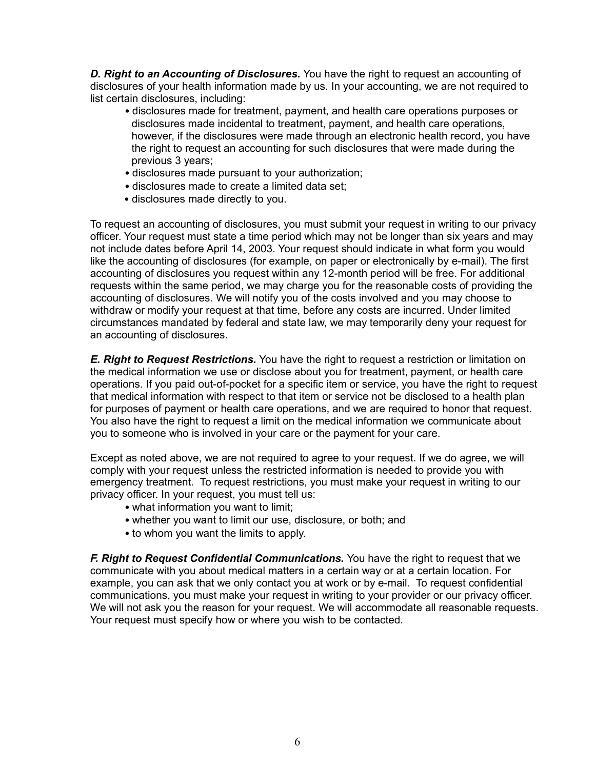***D. Right to an Accounting of Disclosures.*** You have the right to request an accounting of disclosures of your health information made by us. In your accounting, we are not required to list certain disclosures, including:

- disclosures made for treatment, payment, and health care operations purposes or disclosures made incidental to treatment, payment, and health care operations, however, if the disclosures were made through an electronic health record, you have the right to request an accounting for such disclosures that were made during the previous 3 years;
- disclosures made pursuant to your authorization;
- disclosures made to create a limited data set;
- disclosures made directly to you.

To request an accounting of disclosures, you must submit your request in writing to our privacy officer. Your request must state a time period which may not be longer than six years and may not include dates before April 14, 2003. Your request should indicate in what form you would like the accounting of disclosures (for example, on paper or electronically by e-mail). The first accounting of disclosures you request within any 12-month period will be free. For additional requests within the same period, we may charge you for the reasonable costs of providing the accounting of disclosures. We will notify you of the costs involved and you may choose to withdraw or modify your request at that time, before any costs are incurred. Under limited circumstances mandated by federal and state law, we may temporarily deny your request for an accounting of disclosures.

***E. Right to Request Restrictions.*** You have the right to request a restriction or limitation on the medical information we use or disclose about you for treatment, payment, or health care operations. If you paid out-of-pocket for a specific item or service, you have the right to request that medical information with respect to that item or service not be disclosed to a health plan for purposes of payment or health care operations, and we are required to honor that request. You also have the right to request a limit on the medical information we communicate about you to someone who is involved in your care or the payment for your care.

Except as noted above, we are not required to agree to your request. If we do agree, we will comply with your request unless the restricted information is needed to provide you with emergency treatment. To request restrictions, you must make your request in writing to our privacy officer. In your request, you must tell us:

- what information you want to limit;
- whether you want to limit our use, disclosure, or both; and
- to whom you want the limits to apply.

***F. Right to Request Confidential Communications.*** You have the right to request that we communicate with you about medical matters in a certain way or at a certain location. For example, you can ask that we only contact you at work or by e-mail. To request confidential communications, you must make your request in writing to your provider or our privacy officer. We will not ask you the reason for your request. We will accommodate all reasonable requests. Your request must specify how or where you wish to be contacted.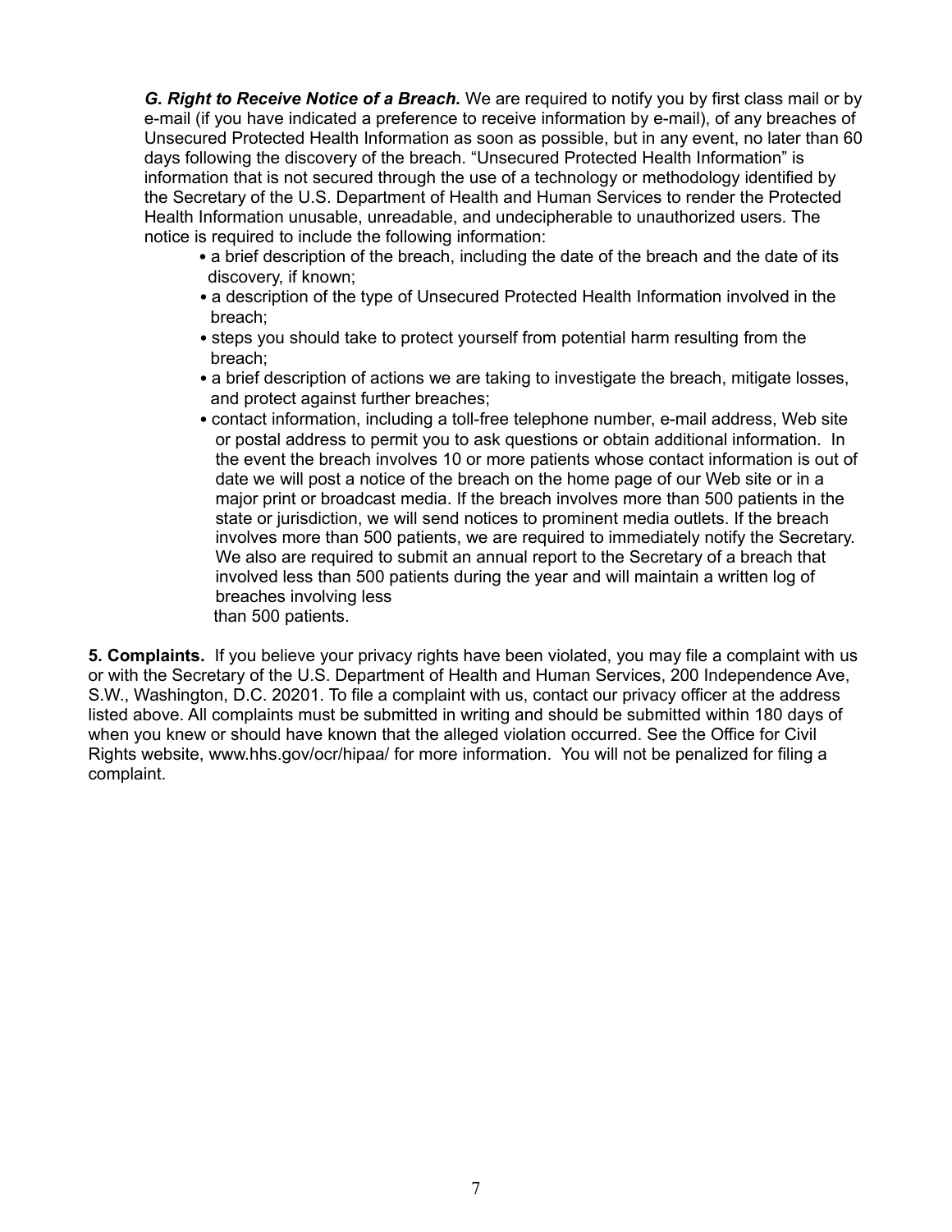***G. Right to Receive Notice of a Breach.*** We are required to notify you by first class mail or by e-mail (if you have indicated a preference to receive information by e-mail), of any breaches of Unsecured Protected Health Information as soon as possible, but in any event, no later than 60 days following the discovery of the breach. "Unsecured Protected Health Information" is information that is not secured through the use of a technology or methodology identified by the Secretary of the U.S. Department of Health and Human Services to render the Protected Health Information unusable, unreadable, and undecipherable to unauthorized users. The notice is required to include the following information:

- a brief description of the breach, including the date of the breach and the date of its discovery, if known;
- a description of the type of Unsecured Protected Health Information involved in the breach;
- steps you should take to protect yourself from potential harm resulting from the breach;
- a brief description of actions we are taking to investigate the breach, mitigate losses, and protect against further breaches;
- contact information, including a toll-free telephone number, e-mail address, Web site or postal address to permit you to ask questions or obtain additional information. In the event the breach involves 10 or more patients whose contact information is out of date we will post a notice of the breach on the home page of our Web site or in a major print or broadcast media. If the breach involves more than 500 patients in the state or jurisdiction, we will send notices to prominent media outlets. If the breach involves more than 500 patients, we are required to immediately notify the Secretary. We also are required to submit an annual report to the Secretary of a breach that involved less than 500 patients during the year and will maintain a written log of breaches involving less than 500 patients.

**5. Complaints.** If you believe your privacy rights have been violated, you may file a complaint with us or with the Secretary of the U.S. Department of Health and Human Services, 200 Independence Ave, S.W., Washington, D.C. 20201. To file a complaint with us, contact our privacy officer at the address listed above. All complaints must be submitted in writing and should be submitted within 180 days of when you knew or should have known that the alleged violation occurred. See the Office for Civil Rights website, www.hhs.gov/ocr/hipaa/ for more information. You will not be penalized for filing a complaint.